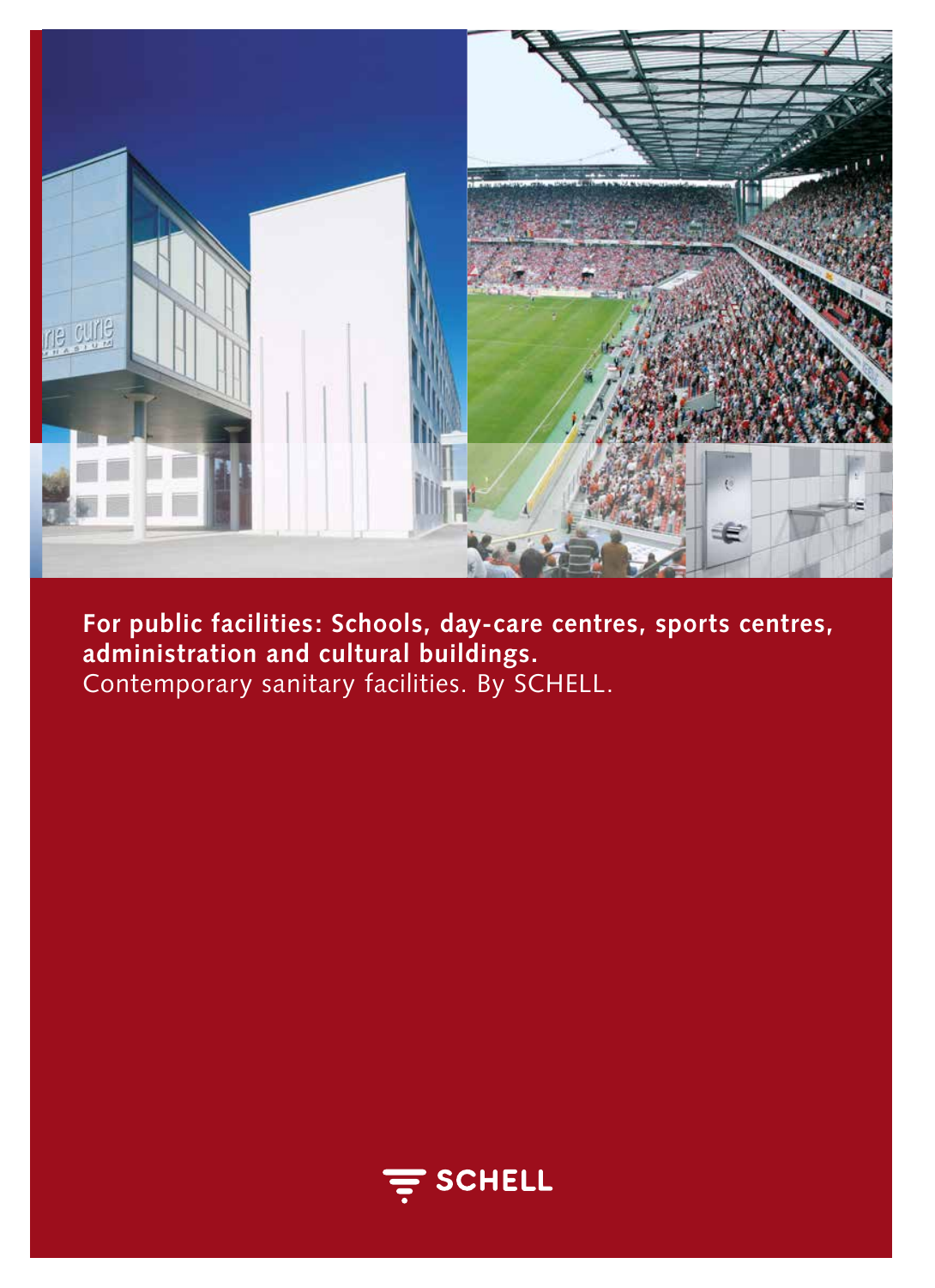**For public facilities: Schools, day-care centres, sports centres, administration and cultural buildings.**
Contemporary sanitary facilities. By SCHELL.

SCHELL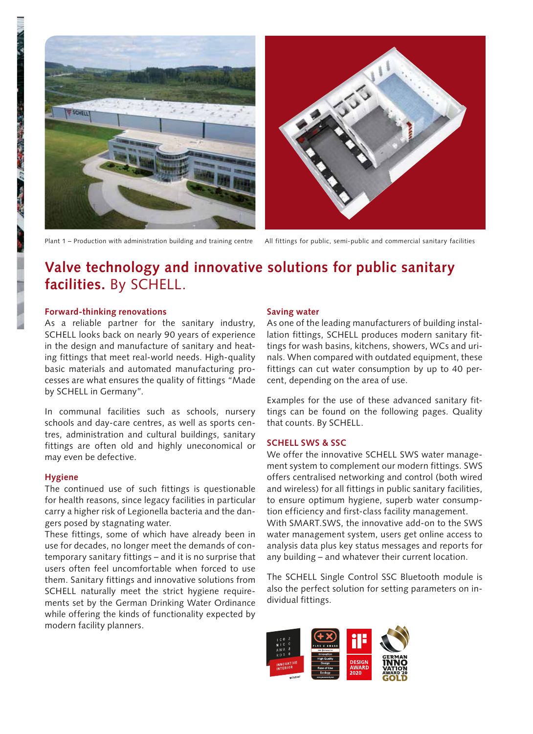Plant 1 – Production with administration building and training centre

All fittings for public, semi-public and commercial sanitary facilities

# **Valve technology and innovative solutions for public sanitary facilities.** By SCHELL.

### Forward-thinking renovations

As a reliable partner for the sanitary industry, SCHELL looks back on nearly 90 years of experience in the design and manufacture of sanitary and heating fittings that meet real-world needs. High-quality basic materials and automated manufacturing processes are what ensures the quality of fittings "Made by SCHELL in Germany".

In communal facilities such as schools, nursery schools and day-care centres, as well as sports centres, administration and cultural buildings, sanitary fittings are often old and highly uneconomical or may even be defective.

### Hygiene

The continued use of such fittings is questionable for health reasons, since legacy facilities in particular carry a higher risk of Legionella bacteria and the dangers posed by stagnating water.

These fittings, some of which have already been in use for decades, no longer meet the demands of contemporary sanitary fittings – and it is no surprise that users often feel uncomfortable when forced to use them. Sanitary fittings and innovative solutions from SCHELL naturally meet the strict hygiene requirements set by the German Drinking Water Ordinance while offering the kinds of functionality expected by modern facility planners.

### Saving water

As one of the leading manufacturers of building installation fittings, SCHELL produces modern sanitary fittings for wash basins, kitchens, showers, WCs and urinals. When compared with outdated equipment, these fittings can cut water consumption by up to 40 percent, depending on the area of use.

Examples for the use of these advanced sanitary fittings can be found on the following pages. Quality that counts. By SCHELL.

### SCHELL SWS & SSC

We offer the innovative SCHELL SWS water management system to complement our modern fittings. SWS offers centralised networking and control (both wired and wireless) for all fittings in public sanitary facilities, to ensure optimum hygiene, superb water consumption efficiency and first-class facility management. With SMART.SWS, the innovative add-on to the SWS water management system, users get online access to analysis data plus key status messages and reports for any building – and whatever their current location.

The SCHELL Single Control SSC Bluetooth module is also the perfect solution for setting parameters on individual fittings.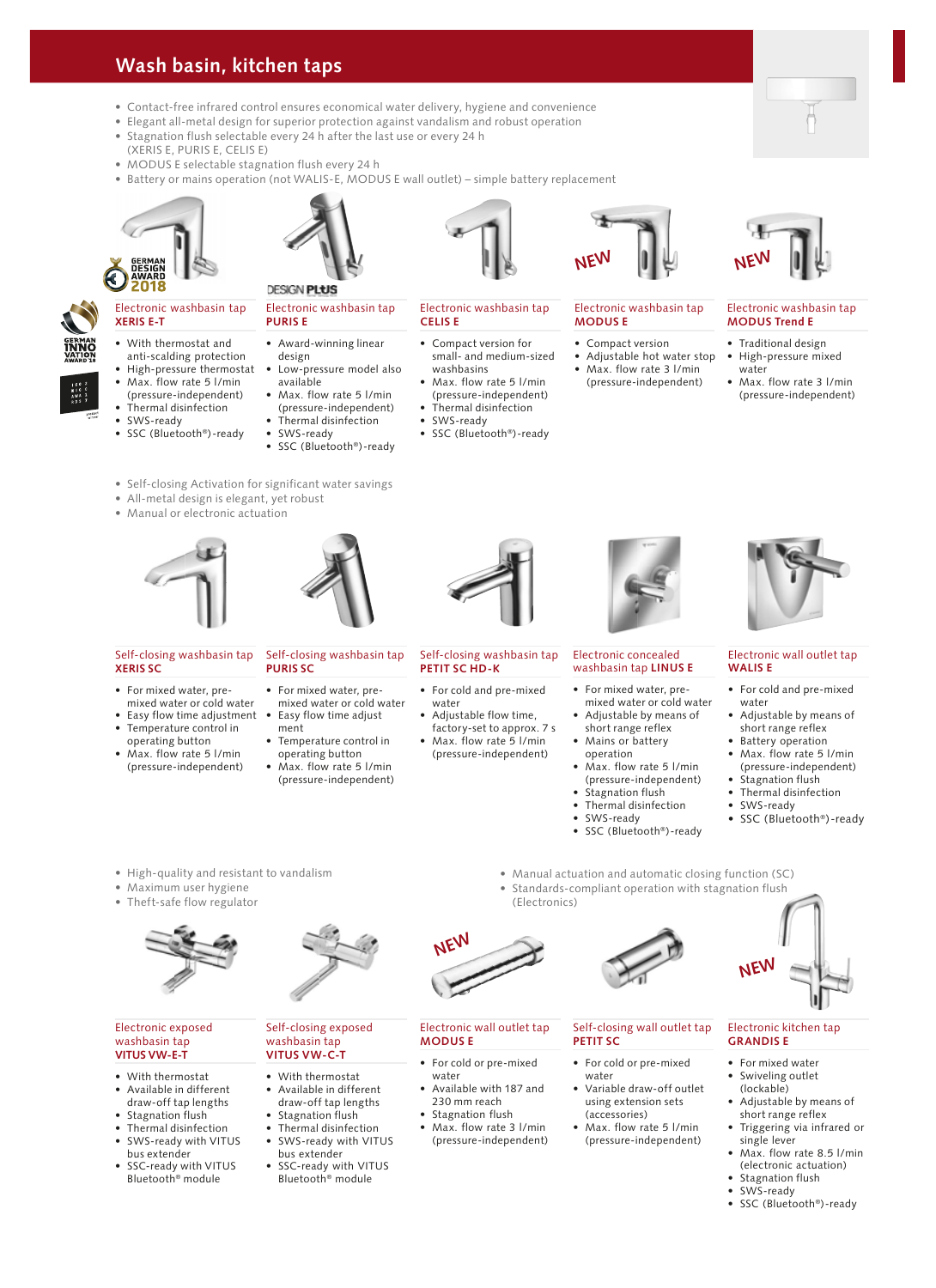# Wash basin, kitchen taps

- Contact-free infrared control ensures economical water delivery, hygiene and convenience
- Elegant all-metal design for superior protection against vandalism and robust operation
- Stagnation flush selectable every 24 h after the last use or every 24 h (XERIS E, PURIS E, CELIS E)
- MODUS E selectable stagnation flush every 24 h
- Battery or mains operation (not WALIS-E, MODUS E wall outlet) – simple battery replacement

GERMAN DESIGN AWARD 2018

DESIGN PLUS

### Electronic washbasin tap **XERIS E-T**

- With thermostat and anti-scalding protection
- High-pressure thermostat
- Max. flow rate 5 l/min (pressure-independent)
- Thermal disinfection
- SWS-ready
- SSC (Bluetooth®)-ready

### Electronic washbasin tap **PURIS E**

- Award-winning linear design
- Low-pressure model also available
- Max. flow rate 5 l/min (pressure-independent)
- Thermal disinfection
- SWS-ready
- SSC (Bluetooth®)-ready

### Electronic washbasin tap **CELIS E**

- Compact version for small- and medium-sized washbasins
- Max. flow rate 5 l/min (pressure-independent)
- Thermal disinfection
- SWS-ready
- SSC (Bluetooth®)-ready

NEW

### Electronic washbasin tap **MODUS E**

- Compact version
- Adjustable hot water stop
- Max. flow rate 3 l/min (pressure-independent)

NEW

### Electronic washbasin tap **MODUS Trend E**

- Traditional design
- High-pressure mixed water
- Max. flow rate 3 l/min (pressure-independent)

---

- Self-closing Activation for significant water savings
- All-metal design is elegant, yet robust
- Manual or electronic actuation

### Self-closing washbasin tap **XERIS SC**

- For mixed water, pre-mixed water or cold water
- Easy flow time adjustment
- Temperature control in operating button
- Max. flow rate 5 l/min (pressure-independent)

### Self-closing washbasin tap **PURIS SC**

- For mixed water, pre-mixed water or cold water
- Easy flow time adjustment
- Temperature control in operating button
- Max. flow rate 5 l/min (pressure-independent)

### Self-closing washbasin tap **PETIT SC HD-K**

- For cold and pre-mixed water
- Adjustable flow time, factory-set to approx. 7 s
- Max. flow rate 5 l/min (pressure-independent)

### Electronic concealed washbasin tap **LINUS E**

- For mixed water, pre-mixed water or cold water
- Adjustable by means of short range reflex
- Mains or battery operation
- Max. flow rate 5 l/min (pressure-independent)
- Stagnation flush
- Thermal disinfection
- SWS-ready
- SSC (Bluetooth®)-ready

### Electronic wall outlet tap **WALIS E**

- For cold and pre-mixed water
- Adjustable by means of short range reflex
- Battery operation
- Max. flow rate 5 l/min (pressure-independent)
- Stagnation flush
- Thermal disinfection
- SWS-ready
- SSC (Bluetooth®)-ready

---

- High-quality and resistant to vandalism
- Maximum user hygiene
- Theft-safe flow regulator

- Manual actuation and automatic closing function (SC)
- Standards-compliant operation with stagnation flush (Electronics)

### Electronic exposed washbasin tap **VITUS VW-E-T**

- With thermostat
- Available in different draw-off tap lengths
- Stagnation flush
- Thermal disinfection
- SWS-ready with VITUS bus extender
- SSC-ready with VITUS Bluetooth® module

### Self-closing exposed washbasin tap **VITUS VW-C-T**

- With thermostat
- Available in different draw-off tap lengths
- Stagnation flush
- Thermal disinfection
- SWS-ready with VITUS bus extender
- SSC-ready with VITUS Bluetooth® module

NEW

### Electronic wall outlet tap **MODUS E**

- For cold or pre-mixed water
- Available with 187 and 230 mm reach
- Stagnation flush
- Max. flow rate 3 l/min (pressure-independent)

### Self-closing wall outlet tap **PETIT SC**

- For cold or pre-mixed water
- Variable draw-off outlet using extension sets (accessories)
- Max. flow rate 5 l/min (pressure-independent)

NEW

### Electronic kitchen tap **GRANDIS E**

- For mixed water
- Swiveling outlet (lockable)
- Adjustable by means of short range reflex
- Triggering via infrared or single lever
- Max. flow rate 8.5 l/min (electronic actuation)
- Stagnation flush
- SWS-ready
- SSC (Bluetooth®)-ready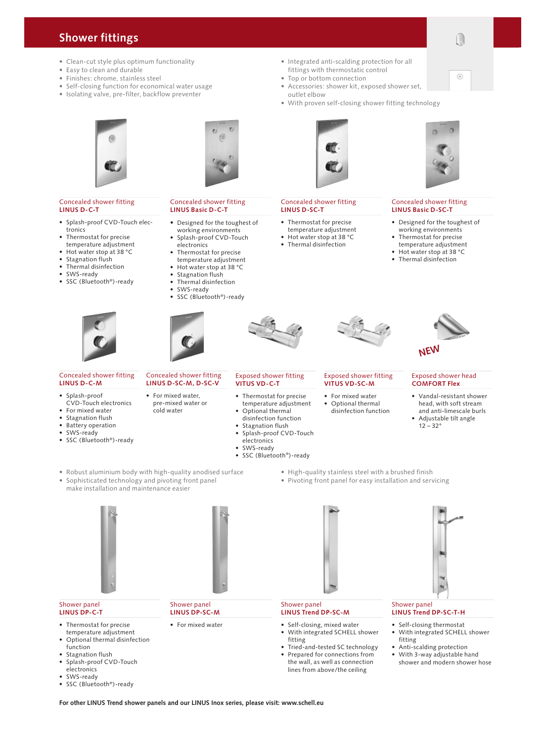# Shower fittings

- Clean-cut style plus optimum functionality
- Easy to clean and durable
- Finishes: chrome, stainless steel
- Self-closing function for economical water usage
- Isolating valve, pre-filter, backflow preventer
- Integrated anti-scalding protection for all fittings with thermostatic control
- Top or bottom connection
- Accessories: shower kit, exposed shower set, outlet elbow
- With proven self-closing shower fitting technology

Concealed shower fitting
**LINUS D-C-T**

- Splash-proof CVD-Touch electronics
- Thermostat for precise temperature adjustment
- Hot water stop at 38 °C
- Stagnation flush
- Thermal disinfection
- SWS-ready
- SSC (Bluetooth®)-ready

Concealed shower fitting
**LINUS Basic D-C-T**

- Designed for the toughest of working environments
- Splash-proof CVD-Touch electronics
- Thermostat for precise temperature adjustment
- Hot water stop at 38 °C
- Stagnation flush
- Thermal disinfection
- SWS-ready
- SSC (Bluetooth®)-ready

Concealed shower fitting
**LINUS D-SC-T**

- Thermostat for precise temperature adjustment
- Hot water stop at 38 °C
- Thermal disinfection

Concealed shower fitting
**LINUS Basic D-SC-T**

- Designed for the toughest of working environments
- Thermostat for precise temperature adjustment
- Hot water stop at 38 °C
- Thermal disinfection

Concealed shower fitting
**LINUS D-C-M**

- Splash-proof CVD-Touch electronics
- For mixed water
- Stagnation flush
- Battery operation
- SWS-ready
- SSC (Bluetooth®)-ready

Concealed shower fitting
**LINUS D-SC-M, D-SC-V**

- For mixed water, pre-mixed water or cold water

Exposed shower fitting
**VITUS VD-C-T**

- Thermostat for precise temperature adjustment
- Optional thermal disinfection function
- Stagnation flush
- Splash-proof CVD-Touch electronics
- SWS-ready
- SSC (Bluetooth®)-ready

Exposed shower fitting
**VITUS VD-SC-M**

- For mixed water
- Optional thermal disinfection function

NEW

Exposed shower head
**COMFORT Flex**

- Vandal-resistant shower head, with soft stream and anti-limescale burls
- Adjustable tilt angle 12 – 32°

- Robust aluminium body with high-quality anodised surface
- Sophisticated technology and pivoting front panel make installation and maintenance easier
- High-quality stainless steel with a brushed finish
- Pivoting front panel for easy installation and servicing

Shower panel
**LINUS DP-C-T**

- Thermostat for precise temperature adjustment
- Optional thermal disinfection function
- Stagnation flush
- Splash-proof CVD-Touch electronics
- SWS-ready
- SSC (Bluetooth®)-ready

Shower panel
**LINUS DP-SC-M**

- For mixed water

Shower panel
**LINUS Trend DP-SC-M**

- Self-closing, mixed water
- With integrated SCHELL shower fitting
- Tried-and-tested SC technology
- Prepared for connections from the wall, as well as connection lines from above/the ceiling

Shower panel
**LINUS Trend DP-SC-T-H**

- Self-closing thermostat
- With integrated SCHELL shower fitting
- Anti-scalding protection
- With 3-way adjustable hand shower and modern shower hose

**For other LINUS Trend shower panels and our LINUS Inox series, please visit: www.schell.eu**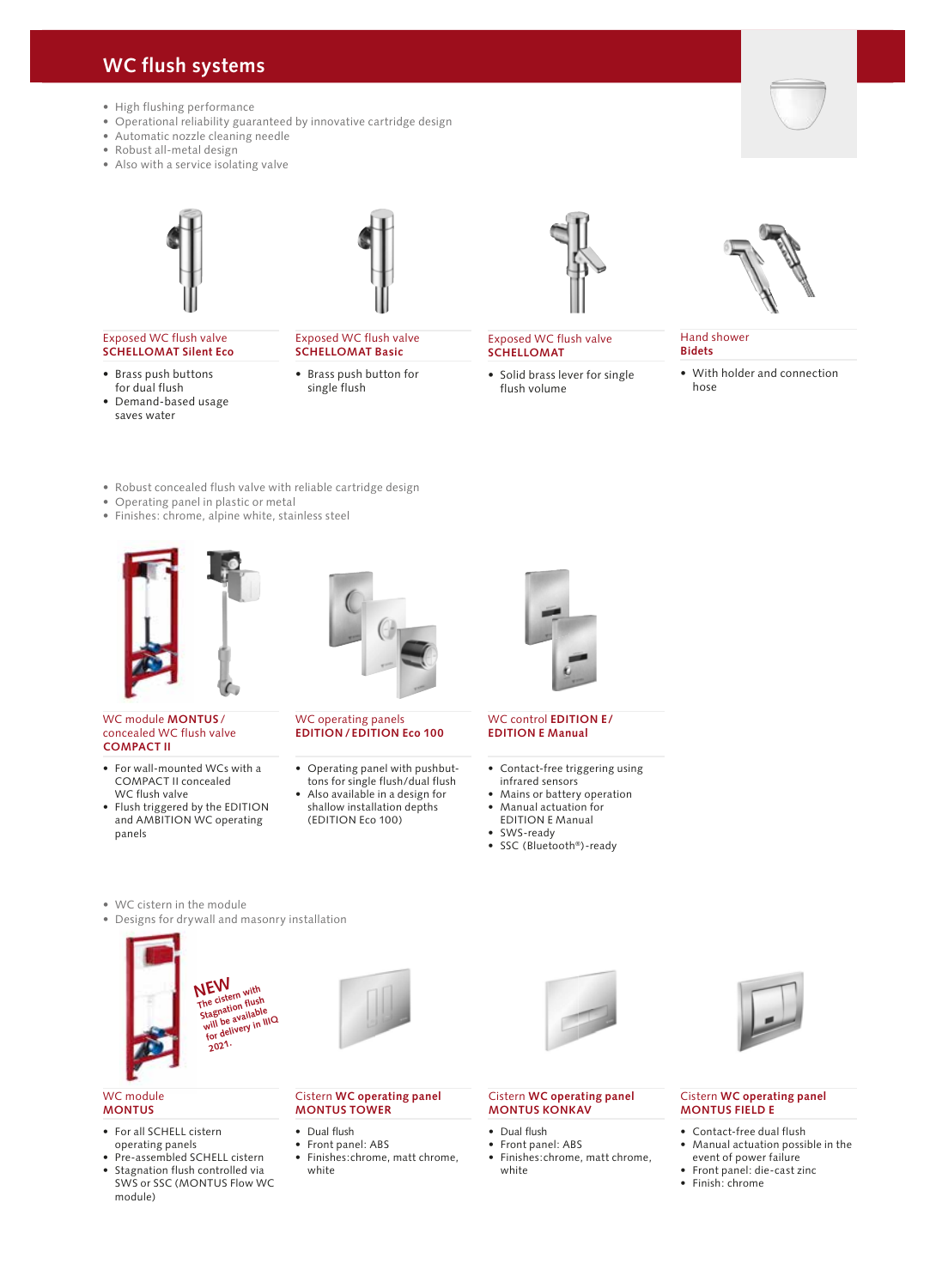# WC flush systems

- High flushing performance
- Operational reliability guaranteed by innovative cartridge design
- Automatic nozzle cleaning needle
- Robust all-metal design
- Also with a service isolating valve

### Exposed WC flush valve **SCHELLOMAT Silent Eco**

- Brass push buttons for dual flush
- Demand-based usage saves water

### Exposed WC flush valve **SCHELLOMAT Basic**

- Brass push button for single flush

### Exposed WC flush valve **SCHELLOMAT**

- Solid brass lever for single flush volume

### Hand shower **Bidets**

- With holder and connection hose

---

- Robust concealed flush valve with reliable cartridge design
- Operating panel in plastic or metal
- Finishes: chrome, alpine white, stainless steel

### WC module **MONTUS** / concealed WC flush valve **COMPACT II**

- For wall-mounted WCs with a COMPACT II concealed WC flush valve
- Flush triggered by the EDITION and AMBITION WC operating panels

### WC operating panels **EDITION / EDITION Eco 100**

- Operating panel with pushbuttons for single flush/dual flush
- Also available in a design for shallow installation depths (EDITION Eco 100)

### WC control **EDITION E / EDITION E Manual**

- Contact-free triggering using infrared sensors
- Mains or battery operation
- Manual actuation for EDITION E Manual
- SWS-ready
- SSC (Bluetooth®)-ready

---

- WC cistern in the module
- Designs for drywall and masonry installation

NEW The cistern with Stagnation flush will be available for delivery in III/Q 2021.

### WC module **MONTUS**

- For all SCHELL cistern operating panels
- Pre-assembled SCHELL cistern
- Stagnation flush controlled via SWS or SSC (MONTUS Flow WC module)

### Cistern **WC operating panel MONTUS TOWER**

- Dual flush
- Front panel: ABS
- Finishes:chrome, matt chrome, white

### Cistern **WC operating panel MONTUS KONKAV**

- Dual flush
- Front panel: ABS
- Finishes:chrome, matt chrome, white

### Cistern **WC operating panel MONTUS FIELD E**

- Contact-free dual flush
- Manual actuation possible in the event of power failure
- Front panel: die-cast zinc
- Finish: chrome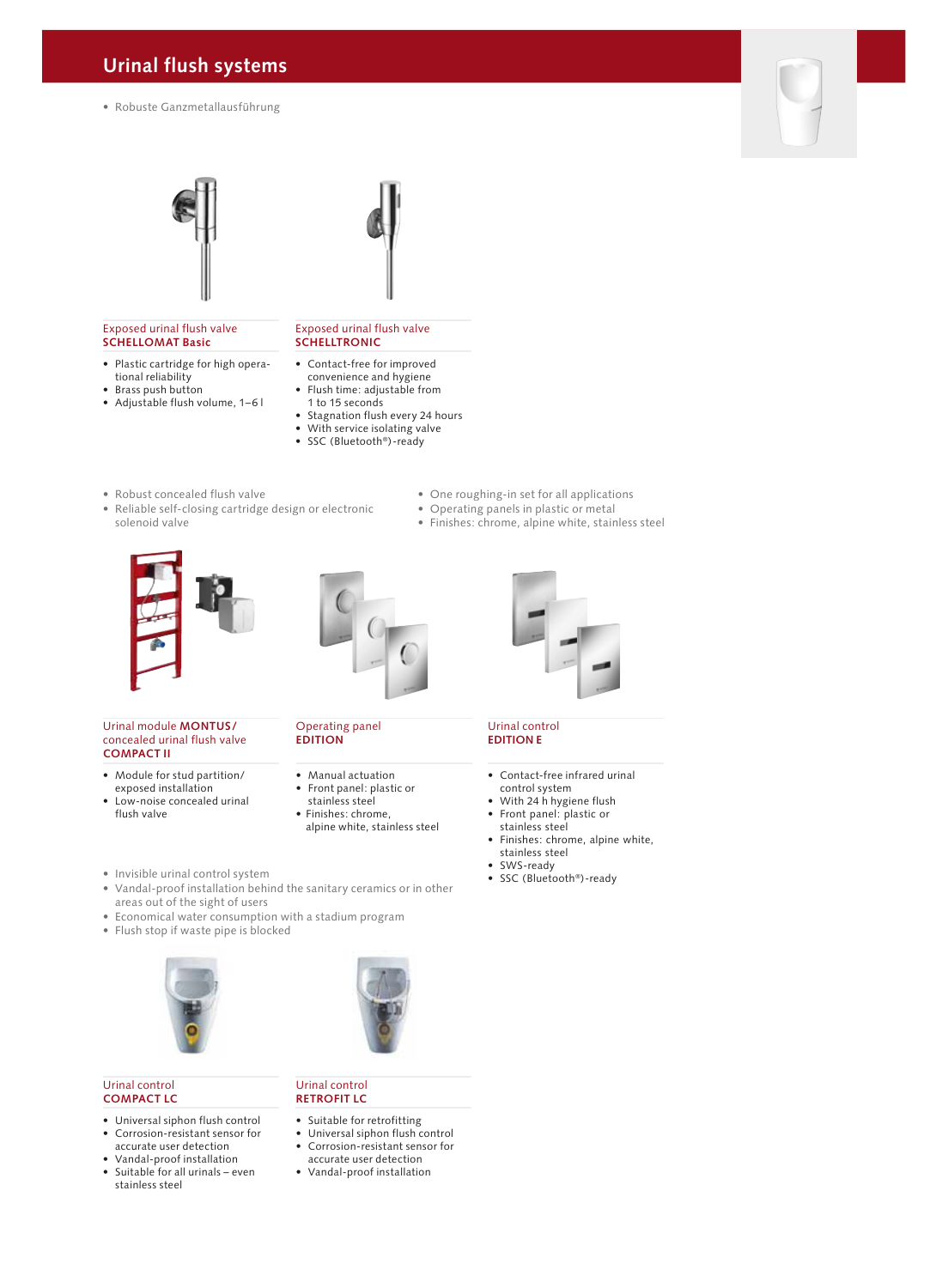# Urinal flush systems

- Robuste Ganzmetallausführung

Exposed urinal flush valve
**SCHELLOMAT Basic**

- Plastic cartridge for high operational reliability
- Brass push button
- Adjustable flush volume, 1–6 l

Exposed urinal flush valve
**SCHELLTRONIC**

- Contact-free for improved convenience and hygiene
- Flush time: adjustable from 1 to 15 seconds
- Stagnation flush every 24 hours
- With service isolating valve
- SSC (Bluetooth®)-ready

- Robust concealed flush valve
- Reliable self-closing cartridge design or electronic solenoid valve
- One roughing-in set for all applications
- Operating panels in plastic or metal
- Finishes: chrome, alpine white, stainless steel

Urinal module **MONTUS /** concealed urinal flush valve
**COMPACT II**

- Module for stud partition/ exposed installation
- Low-noise concealed urinal flush valve

Operating panel
**EDITION**

- Manual actuation
- Front panel: plastic or stainless steel
- Finishes: chrome, alpine white, stainless steel

Urinal control
**EDITION E**

- Contact-free infrared urinal control system
- With 24 h hygiene flush
- Front panel: plastic or stainless steel
- Finishes: chrome, alpine white, stainless steel
- SWS-ready
- SSC (Bluetooth®)-ready

- Invisible urinal control system
- Vandal-proof installation behind the sanitary ceramics or in other areas out of the sight of users
- Economical water consumption with a stadium program
- Flush stop if waste pipe is blocked

Urinal control
**COMPACT LC**

- Universal siphon flush control
- Corrosion-resistant sensor for accurate user detection
- Vandal-proof installation
- Suitable for all urinals – even stainless steel

Urinal control
**RETROFIT LC**

- Suitable for retrofitting
- Universal siphon flush control
- Corrosion-resistant sensor for accurate user detection
- Vandal-proof installation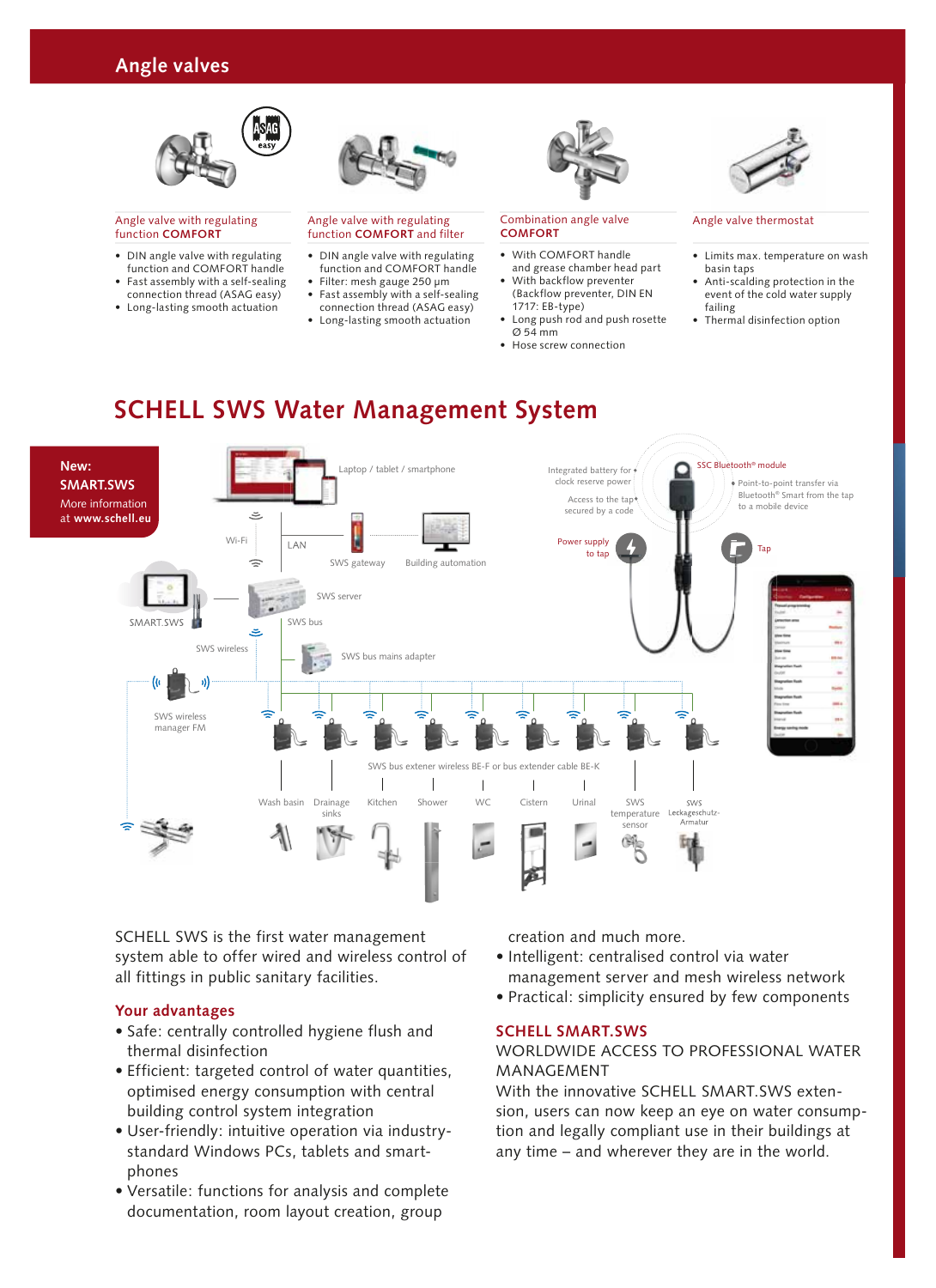# Angle valves

### Angle valve with regulating function COMFORT

- DIN angle valve with regulating function and COMFORT handle
- Fast assembly with a self-sealing connection thread (ASAG easy)
- Long-lasting smooth actuation

### Angle valve with regulating function COMFORT and filter

- DIN angle valve with regulating function and COMFORT handle
- Filter: mesh gauge 250 µm
- Fast assembly with a self-sealing connection thread (ASAG easy)
- Long-lasting smooth actuation

### Combination angle valve COMFORT

- With COMFORT handle and grease chamber head part
- With backflow preventer (Backflow preventer, DIN EN 1717: EB-type)
- Long push rod and push rosette Ø 54 mm
- Hose screw connection

### Angle valve thermostat

- Limits max. temperature on wash basin taps
- Anti-scalding protection in the event of the cold water supply failing
- Thermal disinfection option

# SCHELL SWS Water Management System

**New: SMART.SWS**
More information at **www.schell.eu**

Laptop / tablet / smartphone
Wi-Fi
LAN
SWS gateway
Building automation
SMART.SWS
SWS server
SWS bus
SWS wireless
SWS bus mains adapter
SWS wireless manager FM
SWS bus extener wireless BE-F or bus extender cable BE-K
Wash basin, Drainage sinks, Kitchen, Shower, WC, Cistern, Urinal, SWS temperature sensor, SWS Leckageschutz-Armatur

Integrated battery for clock reserve power
Access to the tap secured by a code
SSC Bluetooth® module
Point-to-point transfer via Bluetooth® Smart from the tap to a mobile device
Power supply to tap
Tap

SCHELL SWS is the first water management system able to offer wired and wireless control of all fittings in public sanitary facilities.

## Your advantages

- Safe: centrally controlled hygiene flush and thermal disinfection
- Efficient: targeted control of water quantities, optimised energy consumption with central building control system integration
- User-friendly: intuitive operation via industry-standard Windows PCs, tablets and smartphones
- Versatile: functions for analysis and complete documentation, room layout creation, group creation and much more.
- Intelligent: centralised control via water management server and mesh wireless network
- Practical: simplicity ensured by few components

## SCHELL SMART.SWS

WORLDWIDE ACCESS TO PROFESSIONAL WATER MANAGEMENT

With the innovative SCHELL SMART.SWS extension, users can now keep an eye on water consumption and legally compliant use in their buildings at any time – and wherever they are in the world.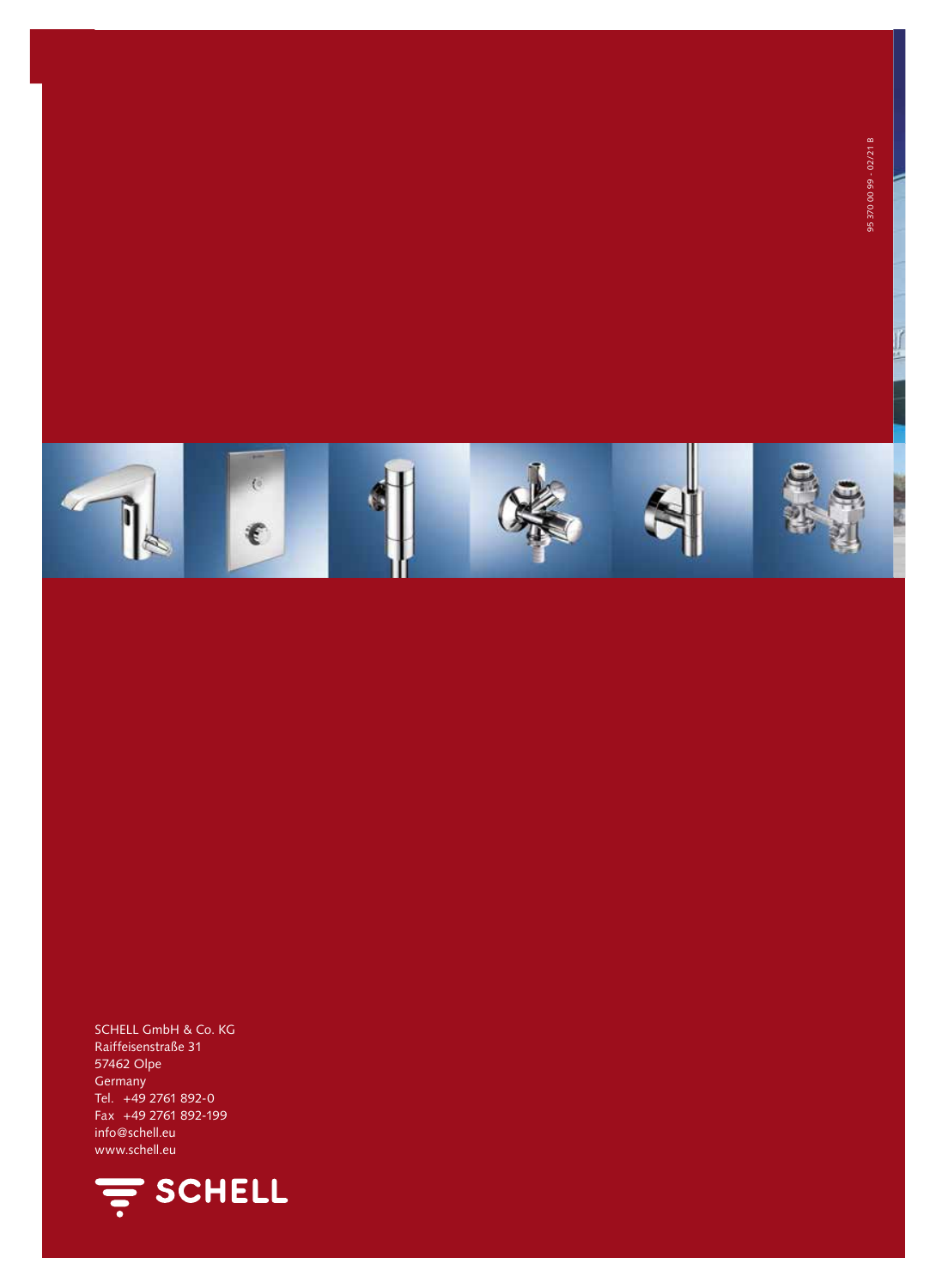95 370 00 99 - 02/21 B

SCHELL GmbH & Co. KG
Raiffeisenstraße 31
57462 Olpe
Germany
Tel. +49 2761 892-0
Fax +49 2761 892-199
info@schell.eu
www.schell.eu

SCHELL